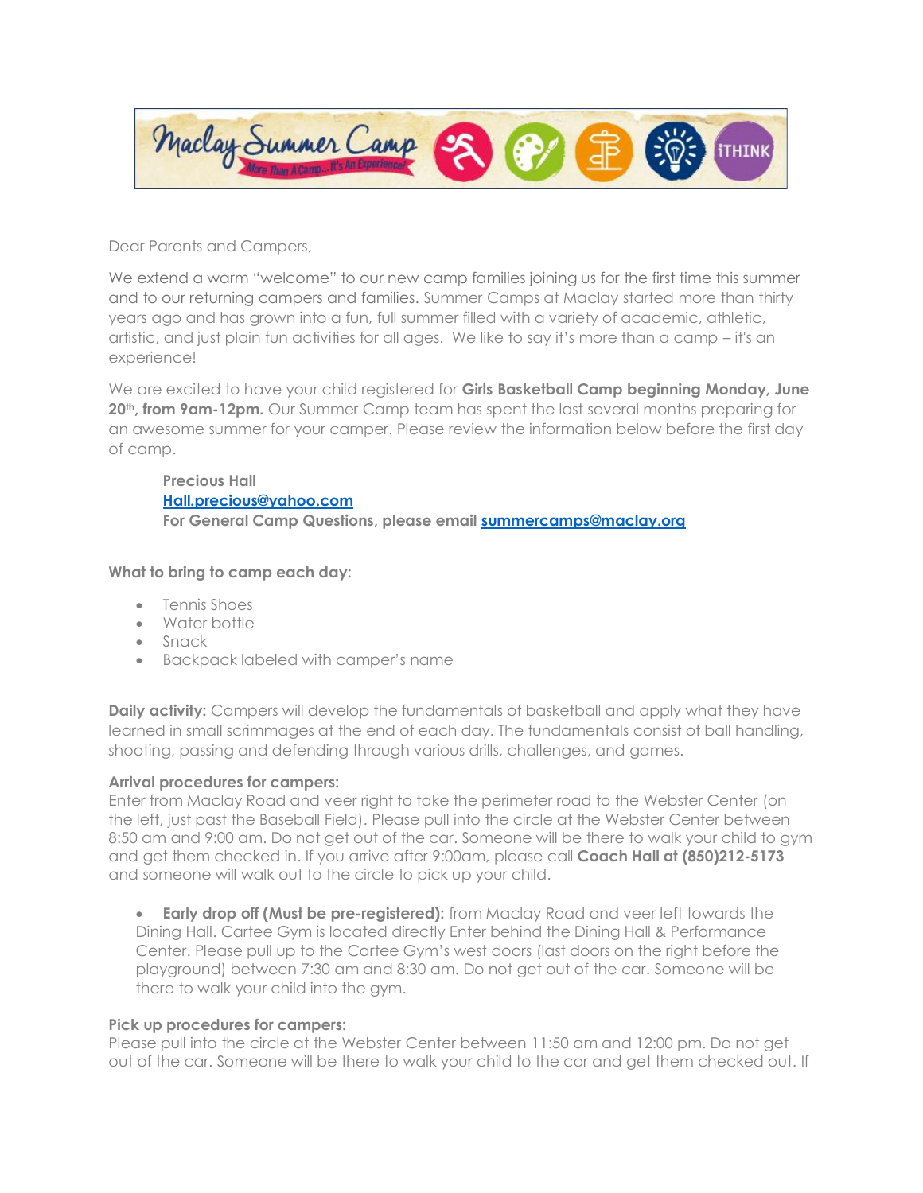Maclay Summer Camp — More Than A Camp...It's An Experience! — iTHINK

Dear Parents and Campers,

We extend a warm "welcome" to our new camp families joining us for the first time this summer and to our returning campers and families. Summer Camps at Maclay started more than thirty years ago and has grown into a fun, full summer filled with a variety of academic, athletic, artistic, and just plain fun activities for all ages. We like to say it's more than a camp – it's an experience!

We are excited to have your child registered for **Girls Basketball Camp beginning Monday, June 20th, from 9am-12pm.** Our Summer Camp team has spent the last several months preparing for an awesome summer for your camper. Please review the information below before the first day of camp.

> **Precious Hall**
> **Hall.precious@yahoo.com**
> **For General Camp Questions, please email summercamps@maclay.org**

**What to bring to camp each day:**

- Tennis Shoes
- Water bottle
- Snack
- Backpack labeled with camper's name

**Daily activity:** Campers will develop the fundamentals of basketball and apply what they have learned in small scrimmages at the end of each day. The fundamentals consist of ball handling, shooting, passing and defending through various drills, challenges, and games.

**Arrival procedures for campers:**
Enter from Maclay Road and veer right to take the perimeter road to the Webster Center (on the left, just past the Baseball Field). Please pull into the circle at the Webster Center between 8:50 am and 9:00 am. Do not get out of the car. Someone will be there to walk your child to gym and get them checked in. If you arrive after 9:00am, please call **Coach Hall at (850)212-5173** and someone will walk out to the circle to pick up your child.

- **Early drop off (Must be pre-registered):** from Maclay Road and veer left towards the Dining Hall. Cartee Gym is located directly Enter behind the Dining Hall & Performance Center. Please pull up to the Cartee Gym's west doors (last doors on the right before the playground) between 7:30 am and 8:30 am. Do not get out of the car. Someone will be there to walk your child into the gym.

**Pick up procedures for campers:**
Please pull into the circle at the Webster Center between 11:50 am and 12:00 pm. Do not get out of the car. Someone will be there to walk your child to the car and get them checked out. If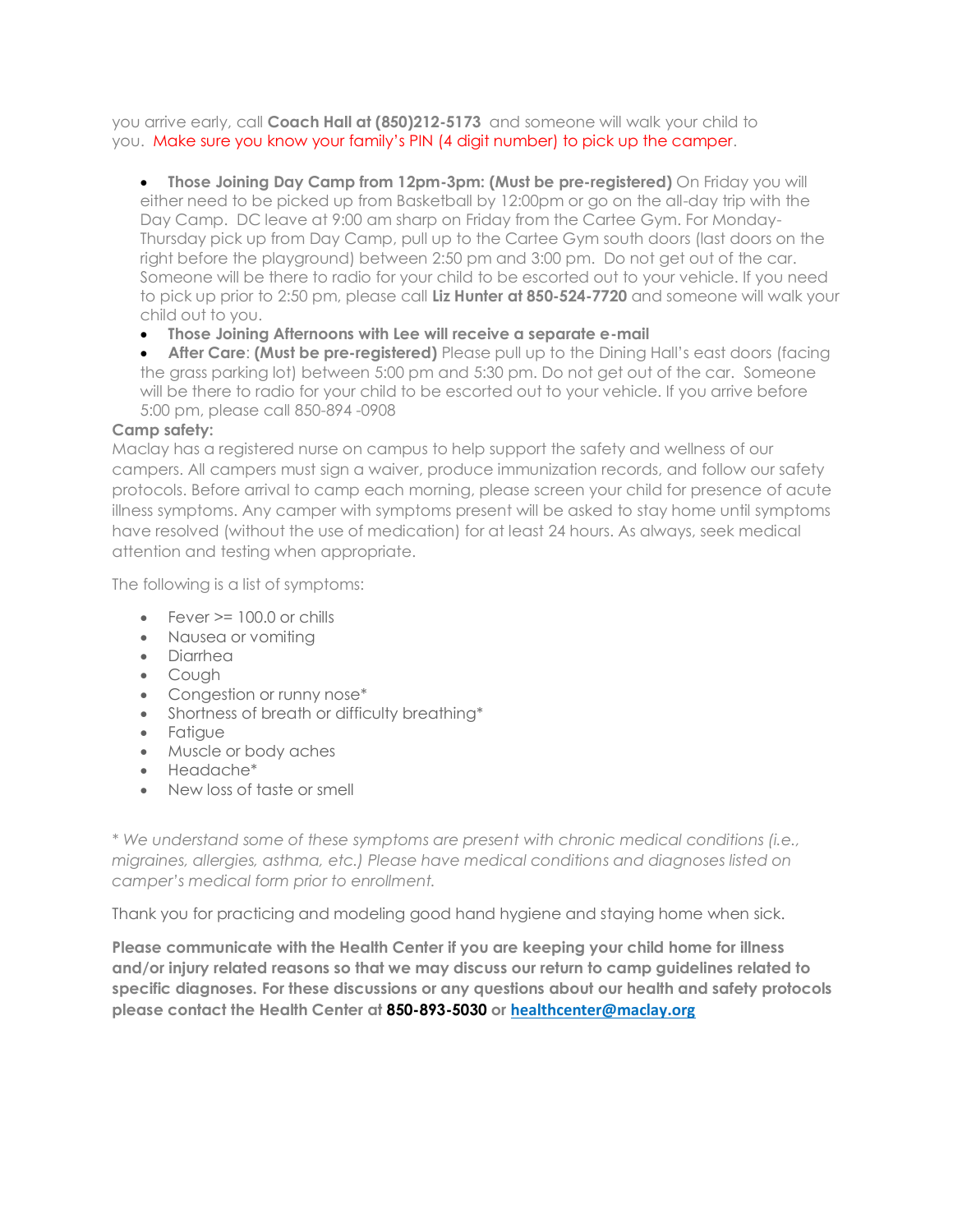you arrive early, call **Coach Hall at (850)212-5173** and someone will walk your child to you. Make sure you know your family's PIN (4 digit number) to pick up the camper.

- **Those Joining Day Camp from 12pm-3pm: (Must be pre-registered)** On Friday you will either need to be picked up from Basketball by 12:00pm or go on the all-day trip with the Day Camp. DC leave at 9:00 am sharp on Friday from the Cartee Gym. For Monday-Thursday pick up from Day Camp, pull up to the Cartee Gym south doors (last doors on the right before the playground) between 2:50 pm and 3:00 pm. Do not get out of the car. Someone will be there to radio for your child to be escorted out to your vehicle. If you need to pick up prior to 2:50 pm, please call **Liz Hunter at 850-524-7720** and someone will walk your child out to you.
- **Those Joining Afternoons with Lee will receive a separate e-mail**
- **After Care**: **(Must be pre-registered)** Please pull up to the Dining Hall's east doors (facing the grass parking lot) between 5:00 pm and 5:30 pm. Do not get out of the car. Someone will be there to radio for your child to be escorted out to your vehicle. If you arrive before 5:00 pm, please call 850-894 -0908

**Camp safety:**

Maclay has a registered nurse on campus to help support the safety and wellness of our campers. All campers must sign a waiver, produce immunization records, and follow our safety protocols. Before arrival to camp each morning, please screen your child for presence of acute illness symptoms. Any camper with symptoms present will be asked to stay home until symptoms have resolved (without the use of medication) for at least 24 hours. As always, seek medical attention and testing when appropriate.

The following is a list of symptoms:

- Fever >= 100.0 or chills
- Nausea or vomiting
- Diarrhea
- Cough
- Congestion or runny nose*
- Shortness of breath or difficulty breathing*
- Fatigue
- Muscle or body aches
- Headache*
- New loss of taste or smell

*\* We understand some of these symptoms are present with chronic medical conditions (i.e., migraines, allergies, asthma, etc.) Please have medical conditions and diagnoses listed on camper's medical form prior to enrollment.*

Thank you for practicing and modeling good hand hygiene and staying home when sick.

**Please communicate with the Health Center if you are keeping your child home for illness and/or injury related reasons so that we may discuss our return to camp guidelines related to specific diagnoses. For these discussions or any questions about our health and safety protocols please contact the Health Center at 850-893-5030 or healthcenter@maclay.org**